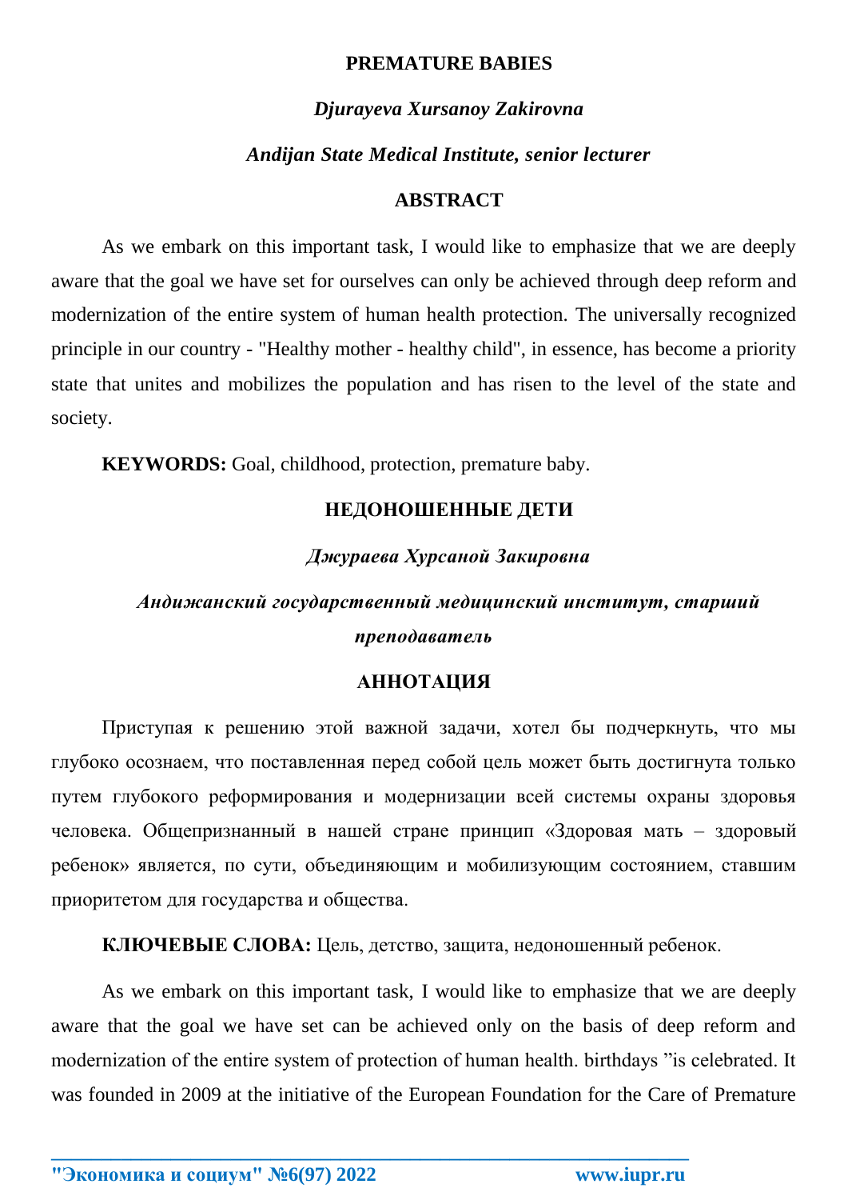# PREMATURE BABIES

***Djurayeva Xursanoy Zakirovna***

***Andijan State Medical Institute, senior lecturer***

## ABSTRACT

As we embark on this important task, I would like to emphasize that we are deeply aware that the goal we have set for ourselves can only be achieved through deep reform and modernization of the entire system of human health protection. The universally recognized principle in our country - "Healthy mother - healthy child", in essence, has become a priority state that unites and mobilizes the population and has risen to the level of the state and society.

**KEYWORDS:** Goal, childhood, protection, premature baby.

# НЕДОНОШЕННЫЕ ДЕТИ

***Джураева Хурсаной Закировна***

***Андижанский государственный медицинский институт, старший преподаватель***

## АННОТАЦИЯ

Приступая к решению этой важной задачи, хотел бы подчеркнуть, что мы глубоко осознаем, что поставленная перед собой цель может быть достигнута только путем глубокого реформирования и модернизации всей системы охраны здоровья человека. Общепризнанный в нашей стране принцип «Здоровая мать – здоровый ребенок» является, по сути, объединяющим и мобилизующим состоянием, ставшим приоритетом для государства и общества.

**КЛЮЧЕВЫЕ СЛОВА:** Цель, детство, защита, недоношенный ребенок.

As we embark on this important task, I would like to emphasize that we are deeply aware that the goal we have set can be achieved only on the basis of deep reform and modernization of the entire system of protection of human health. birthdays "is celebrated. It was founded in 2009 at the initiative of the European Foundation for the Care of Premature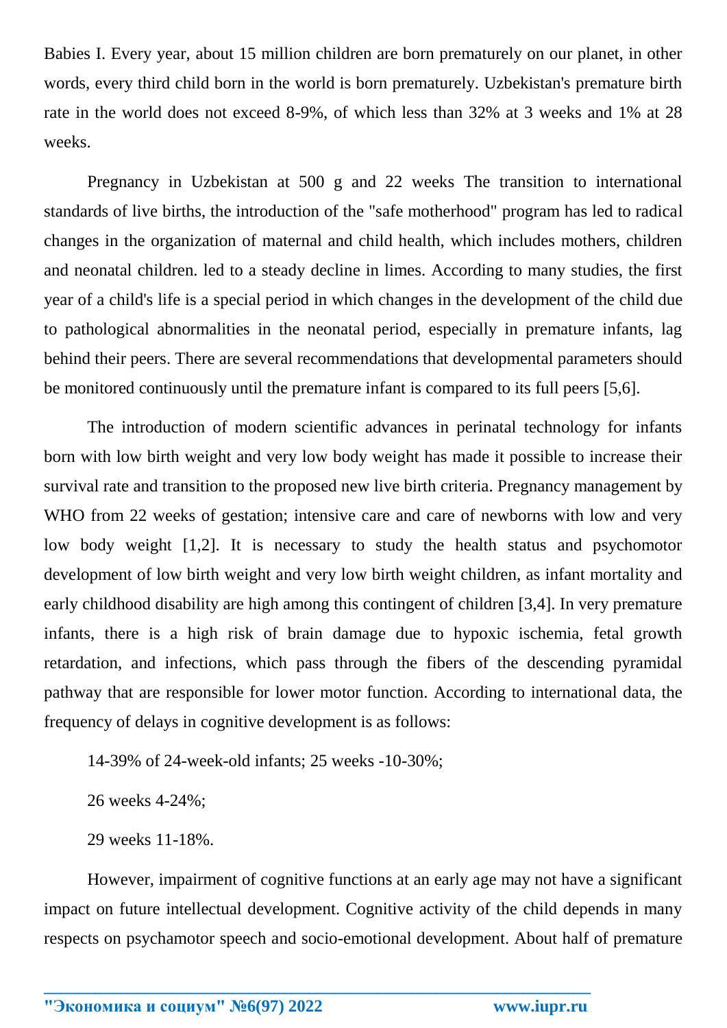Babies I. Every year, about 15 million children are born prematurely on our planet, in other words, every third child born in the world is born prematurely. Uzbekistan's premature birth rate in the world does not exceed 8-9%, of which less than 32% at 3 weeks and 1% at 28 weeks.

Pregnancy in Uzbekistan at 500 g and 22 weeks The transition to international standards of live births, the introduction of the "safe motherhood" program has led to radical changes in the organization of maternal and child health, which includes mothers, children and neonatal children. led to a steady decline in limes. According to many studies, the first year of a child's life is a special period in which changes in the development of the child due to pathological abnormalities in the neonatal period, especially in premature infants, lag behind their peers. There are several recommendations that developmental parameters should be monitored continuously until the premature infant is compared to its full peers [5,6].

The introduction of modern scientific advances in perinatal technology for infants born with low birth weight and very low body weight has made it possible to increase their survival rate and transition to the proposed new live birth criteria. Pregnancy management by WHO from 22 weeks of gestation; intensive care and care of newborns with low and very low body weight [1,2]. It is necessary to study the health status and psychomotor development of low birth weight and very low birth weight children, as infant mortality and early childhood disability are high among this contingent of children [3,4]. In very premature infants, there is a high risk of brain damage due to hypoxic ischemia, fetal growth retardation, and infections, which pass through the fibers of the descending pyramidal pathway that are responsible for lower motor function. According to international data, the frequency of delays in cognitive development is as follows:

14-39% of 24-week-old infants; 25 weeks -10-30%;

26 weeks 4-24%;

29 weeks 11-18%.

However, impairment of cognitive functions at an early age may not have a significant impact on future intellectual development. Cognitive activity of the child depends in many respects on psychamotor speech and socio-emotional development. About half of premature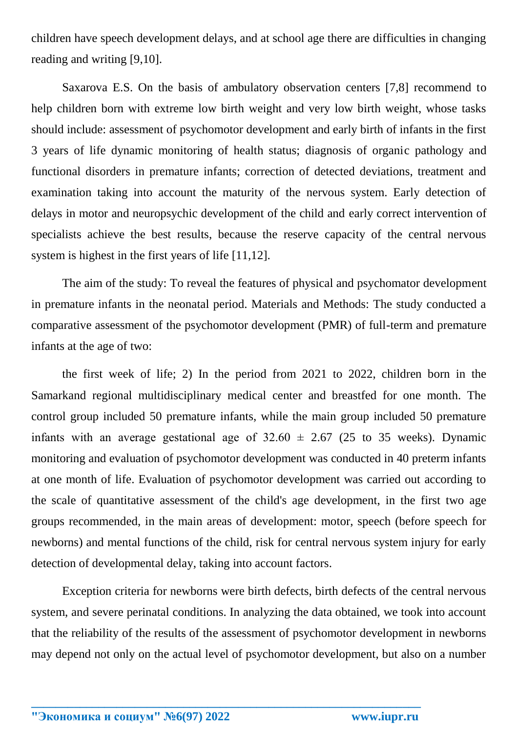children have speech development delays, and at school age there are difficulties in changing reading and writing [9,10].

Saxarova E.S. On the basis of ambulatory observation centers [7,8] recommend to help children born with extreme low birth weight and very low birth weight, whose tasks should include: assessment of psychomotor development and early birth of infants in the first 3 years of life dynamic monitoring of health status; diagnosis of organic pathology and functional disorders in premature infants; correction of detected deviations, treatment and examination taking into account the maturity of the nervous system. Early detection of delays in motor and neuropsychic development of the child and early correct intervention of specialists achieve the best results, because the reserve capacity of the central nervous system is highest in the first years of life [11,12].

The aim of the study: To reveal the features of physical and psychomator development in premature infants in the neonatal period. Materials and Methods: The study conducted a comparative assessment of the psychomotor development (PMR) of full-term and premature infants at the age of two:

the first week of life; 2) In the period from 2021 to 2022, children born in the Samarkand regional multidisciplinary medical center and breastfed for one month. The control group included 50 premature infants, while the main group included 50 premature infants with an average gestational age of $32.60 \pm 2.67$ (25 to 35 weeks). Dynamic monitoring and evaluation of psychomotor development was conducted in 40 preterm infants at one month of life. Evaluation of psychomotor development was carried out according to the scale of quantitative assessment of the child's age development, in the first two age groups recommended, in the main areas of development: motor, speech (before speech for newborns) and mental functions of the child, risk for central nervous system injury for early detection of developmental delay, taking into account factors.

Exception criteria for newborns were birth defects, birth defects of the central nervous system, and severe perinatal conditions. In analyzing the data obtained, we took into account that the reliability of the results of the assessment of psychomotor development in newborns may depend not only on the actual level of psychomotor development, but also on a number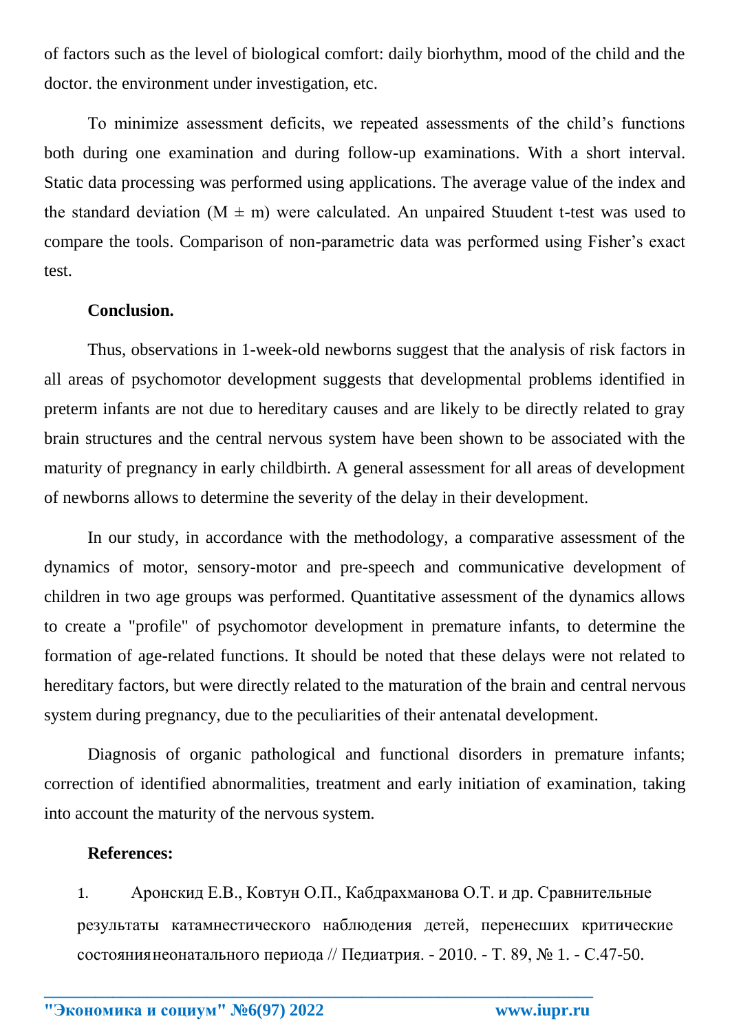of factors such as the level of biological comfort: daily biorhythm, mood of the child and the doctor. the environment under investigation, etc.

To minimize assessment deficits, we repeated assessments of the child's functions both during one examination and during follow-up examinations. With a short interval. Static data processing was performed using applications. The average value of the index and the standard deviation ($M \pm m$) were calculated. An unpaired Stuudent t-test was used to compare the tools. Comparison of non-parametric data was performed using Fisher's exact test.

**Conclusion.**

Thus, observations in 1-week-old newborns suggest that the analysis of risk factors in all areas of psychomotor development suggests that developmental problems identified in preterm infants are not due to hereditary causes and are likely to be directly related to gray brain structures and the central nervous system have been shown to be associated with the maturity of pregnancy in early childbirth. A general assessment for all areas of development of newborns allows to determine the severity of the delay in their development.

In our study, in accordance with the methodology, a comparative assessment of the dynamics of motor, sensory-motor and pre-speech and communicative development of children in two age groups was performed. Quantitative assessment of the dynamics allows to create a "profile" of psychomotor development in premature infants, to determine the formation of age-related functions. It should be noted that these delays were not related to hereditary factors, but were directly related to the maturation of the brain and central nervous system during pregnancy, due to the peculiarities of their antenatal development.

Diagnosis of organic pathological and functional disorders in premature infants; correction of identified abnormalities, treatment and early initiation of examination, taking into account the maturity of the nervous system.

**References:**

1. Аронскид Е.В., Ковтун О.П., Кабдрахманова О.Т. и др. Сравнительные результаты катамнестического наблюдения детей, перенесших критические состояниянеонатального периода // Педиатрия. - 2010. - Т. 89, № 1. - С.47-50.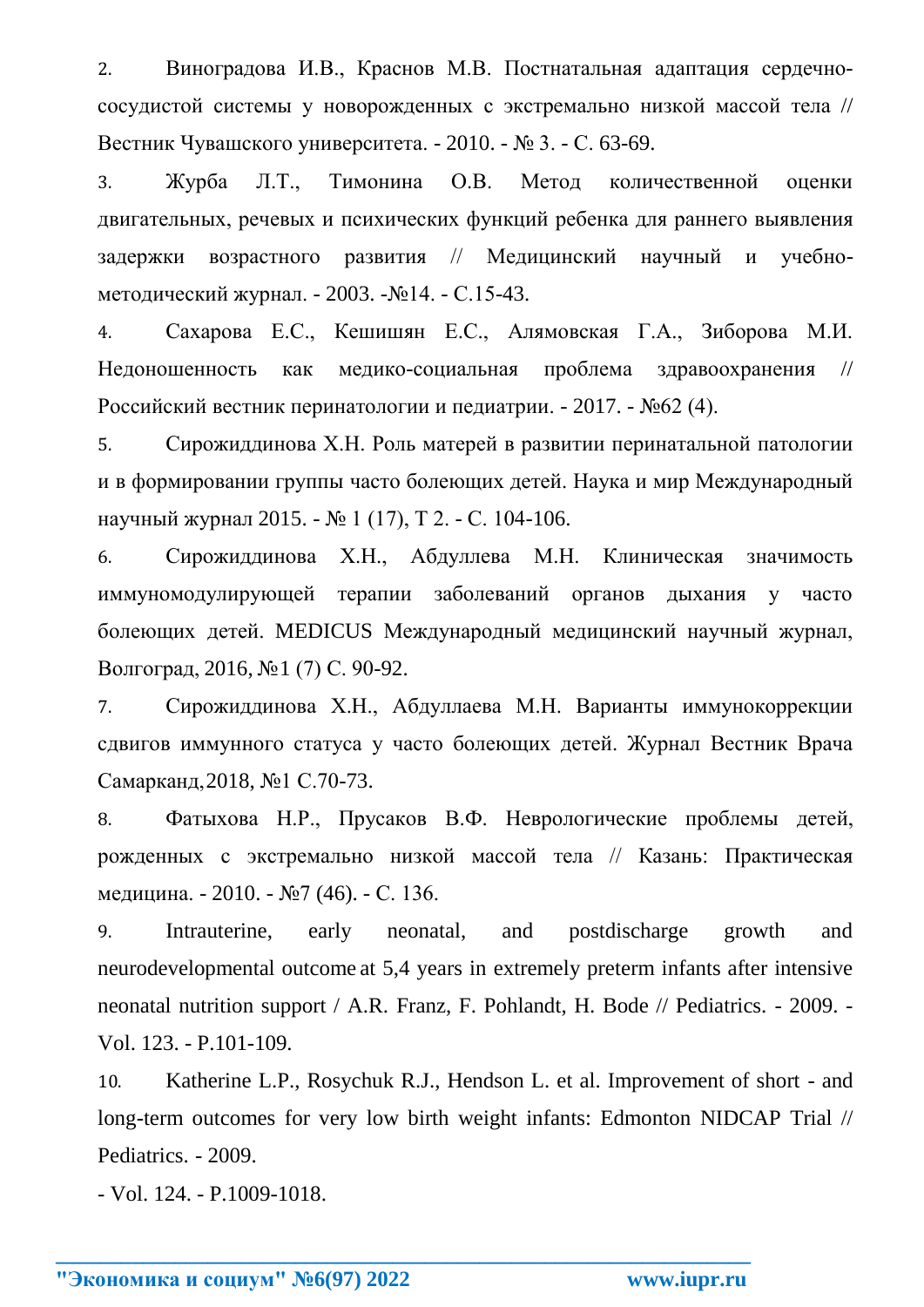2. Виноградова И.В., Краснов М.В. Постнатальная адаптация сердечно-сосудистой системы у новорожденных с экстремально низкой массой тела // Вестник Чувашского университета. - 2010. - № 3. - С. 63-69.

3. Журба Л.Т., Тимонина О.В. Метод количественной оценки двигательных, речевых и психических функций ребенка для раннего выявления задержки возрастного развития // Медицинский научный и учебно-методический журнал. - 2003. -№14. - С.15-43.

4. Сахарова Е.С., Кешишян Е.С., Алямовская Г.А., Зиборова М.И. Недоношенность как медико-социальная проблема здравоохранения // Российский вестник перинатологии и педиатрии. - 2017. - №62 (4).

5. Сирожиддинова Х.Н. Роль матерей в развитии перинатальной патологии и в формировании группы часто болеющих детей. Наука и мир Международный научный журнал 2015. - № 1 (17), Т 2. - С. 104-106.

6. Сирожиддинова Х.Н., Абдуллева М.Н. Клиническая значимость иммуномодулирующей терапии заболеваний органов дыхания у часто болеющих детей. MEDICUS Международный медицинский научный журнал, Волгоград, 2016, №1 (7) С. 90-92.

7. Сирожиддинова Х.Н., Абдуллаева М.Н. Варианты иммунокоррекции сдвигов иммунного статуса у часто болеющих детей. Журнал Вестник Врача Самарканд, 2018, №1 С.70-73.

8. Фатыхова Н.Р., Прусаков В.Ф. Неврологические проблемы детей, рожденных с экстремально низкой массой тела // Казань: Практическая медицина. - 2010. - №7 (46). - С. 136.

9. Intrauterine, early neonatal, and postdischarge growth and neurodevelopmental outcome at 5,4 years in extremely preterm infants after intensive neonatal nutrition support / A.R. Franz, F. Pohlandt, H. Bode // Pediatrics. - 2009. - Vol. 123. - P.101-109.

10. Katherine L.P., Rosychuk R.J., Hendson L. et al. Improvement of short - and long-term outcomes for very low birth weight infants: Edmonton NIDCAP Trial // Pediatrics. - 2009.

- Vol. 124. - P.1009-1018.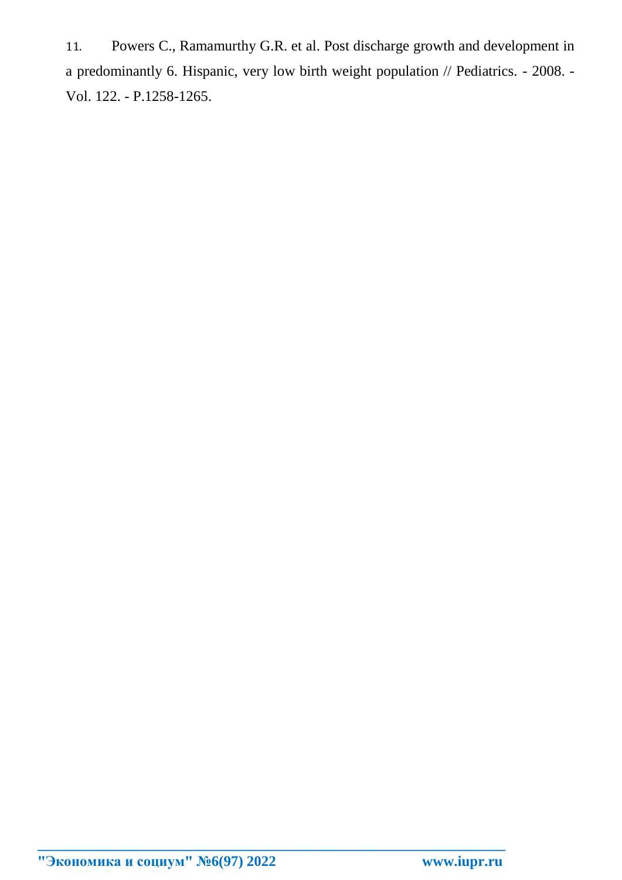11. Powers C., Ramamurthy G.R. et al. Post discharge growth and development in a predominantly 6. Hispanic, very low birth weight population // Pediatrics. - 2008. - Vol. 122. - P.1258-1265.